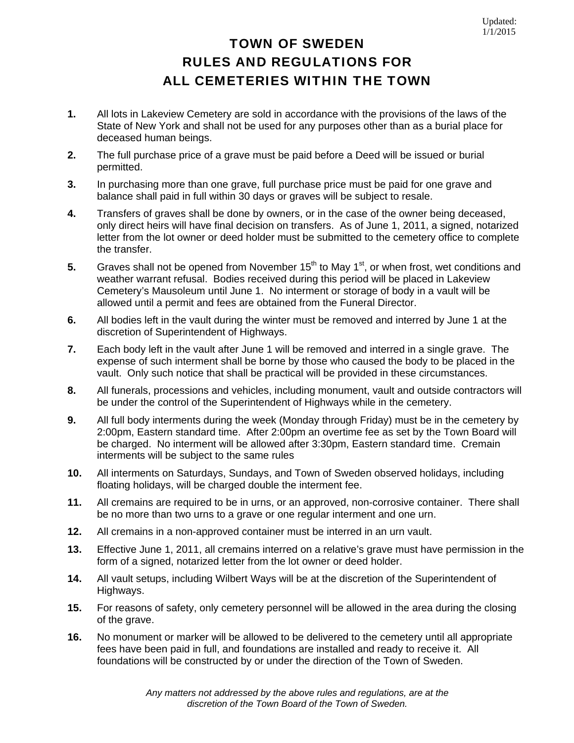Updated: 1/1/2015

# TOWN OF SWEDEN
# RULES AND REGULATIONS FOR
# ALL CEMETERIES WITHIN THE TOWN

**1.** All lots in Lakeview Cemetery are sold in accordance with the provisions of the laws of the State of New York and shall not be used for any purposes other than as a burial place for deceased human beings.

**2.** The full purchase price of a grave must be paid before a Deed will be issued or burial permitted.

**3.** In purchasing more than one grave, full purchase price must be paid for one grave and balance shall paid in full within 30 days or graves will be subject to resale.

**4.** Transfers of graves shall be done by owners, or in the case of the owner being deceased, only direct heirs will have final decision on transfers. As of June 1, 2011, a signed, notarized letter from the lot owner or deed holder must be submitted to the cemetery office to complete the transfer.

**5.** Graves shall not be opened from November 15th to May 1st, or when frost, wet conditions and weather warrant refusal. Bodies received during this period will be placed in Lakeview Cemetery's Mausoleum until June 1. No interment or storage of body in a vault will be allowed until a permit and fees are obtained from the Funeral Director.

**6.** All bodies left in the vault during the winter must be removed and interred by June 1 at the discretion of Superintendent of Highways.

**7.** Each body left in the vault after June 1 will be removed and interred in a single grave. The expense of such interment shall be borne by those who caused the body to be placed in the vault. Only such notice that shall be practical will be provided in these circumstances.

**8.** All funerals, processions and vehicles, including monument, vault and outside contractors will be under the control of the Superintendent of Highways while in the cemetery.

**9.** All full body interments during the week (Monday through Friday) must be in the cemetery by 2:00pm, Eastern standard time. After 2:00pm an overtime fee as set by the Town Board will be charged. No interment will be allowed after 3:30pm, Eastern standard time. Cremain interments will be subject to the same rules

**10.** All interments on Saturdays, Sundays, and Town of Sweden observed holidays, including floating holidays, will be charged double the interment fee.

**11.** All cremains are required to be in urns, or an approved, non-corrosive container. There shall be no more than two urns to a grave or one regular interment and one urn.

**12.** All cremains in a non-approved container must be interred in an urn vault.

**13.** Effective June 1, 2011, all cremains interred on a relative's grave must have permission in the form of a signed, notarized letter from the lot owner or deed holder.

**14.** All vault setups, including Wilbert Ways will be at the discretion of the Superintendent of Highways.

**15.** For reasons of safety, only cemetery personnel will be allowed in the area during the closing of the grave.

**16.** No monument or marker will be allowed to be delivered to the cemetery until all appropriate fees have been paid in full, and foundations are installed and ready to receive it. All foundations will be constructed by or under the direction of the Town of Sweden.

*Any matters not addressed by the above rules and regulations, are at the discretion of the Town Board of the Town of Sweden.*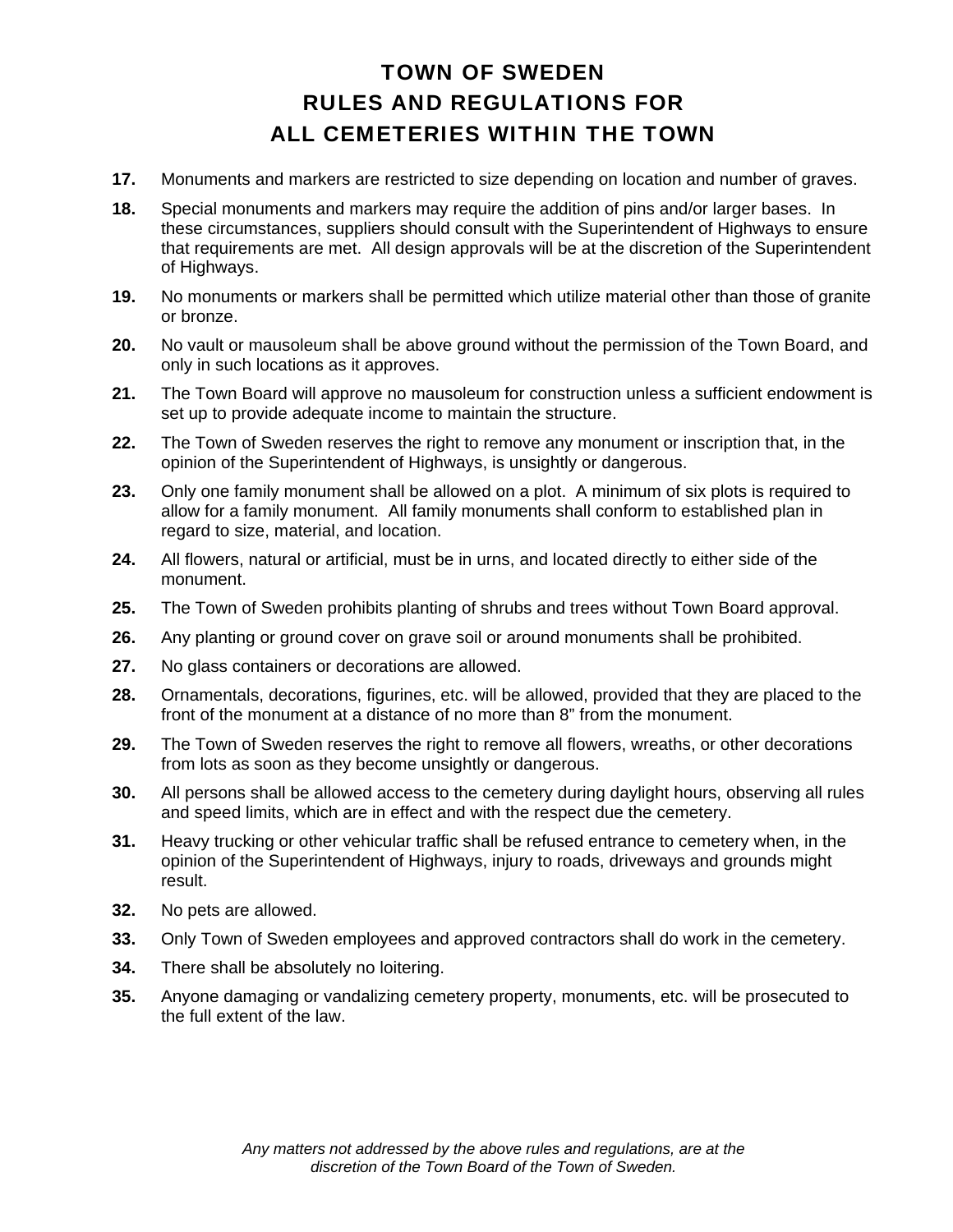# TOWN OF SWEDEN
# RULES AND REGULATIONS FOR
# ALL CEMETERIES WITHIN THE TOWN

**17.** Monuments and markers are restricted to size depending on location and number of graves.

**18.** Special monuments and markers may require the addition of pins and/or larger bases. In these circumstances, suppliers should consult with the Superintendent of Highways to ensure that requirements are met. All design approvals will be at the discretion of the Superintendent of Highways.

**19.** No monuments or markers shall be permitted which utilize material other than those of granite or bronze.

**20.** No vault or mausoleum shall be above ground without the permission of the Town Board, and only in such locations as it approves.

**21.** The Town Board will approve no mausoleum for construction unless a sufficient endowment is set up to provide adequate income to maintain the structure.

**22.** The Town of Sweden reserves the right to remove any monument or inscription that, in the opinion of the Superintendent of Highways, is unsightly or dangerous.

**23.** Only one family monument shall be allowed on a plot. A minimum of six plots is required to allow for a family monument. All family monuments shall conform to established plan in regard to size, material, and location.

**24.** All flowers, natural or artificial, must be in urns, and located directly to either side of the monument.

**25.** The Town of Sweden prohibits planting of shrubs and trees without Town Board approval.

**26.** Any planting or ground cover on grave soil or around monuments shall be prohibited.

**27.** No glass containers or decorations are allowed.

**28.** Ornamentals, decorations, figurines, etc. will be allowed, provided that they are placed to the front of the monument at a distance of no more than 8" from the monument.

**29.** The Town of Sweden reserves the right to remove all flowers, wreaths, or other decorations from lots as soon as they become unsightly or dangerous.

**30.** All persons shall be allowed access to the cemetery during daylight hours, observing all rules and speed limits, which are in effect and with the respect due the cemetery.

**31.** Heavy trucking or other vehicular traffic shall be refused entrance to cemetery when, in the opinion of the Superintendent of Highways, injury to roads, driveways and grounds might result.

**32.** No pets are allowed.

**33.** Only Town of Sweden employees and approved contractors shall do work in the cemetery.

**34.** There shall be absolutely no loitering.

**35.** Anyone damaging or vandalizing cemetery property, monuments, etc. will be prosecuted to the full extent of the law.

*Any matters not addressed by the above rules and regulations, are at the discretion of the Town Board of the Town of Sweden.*